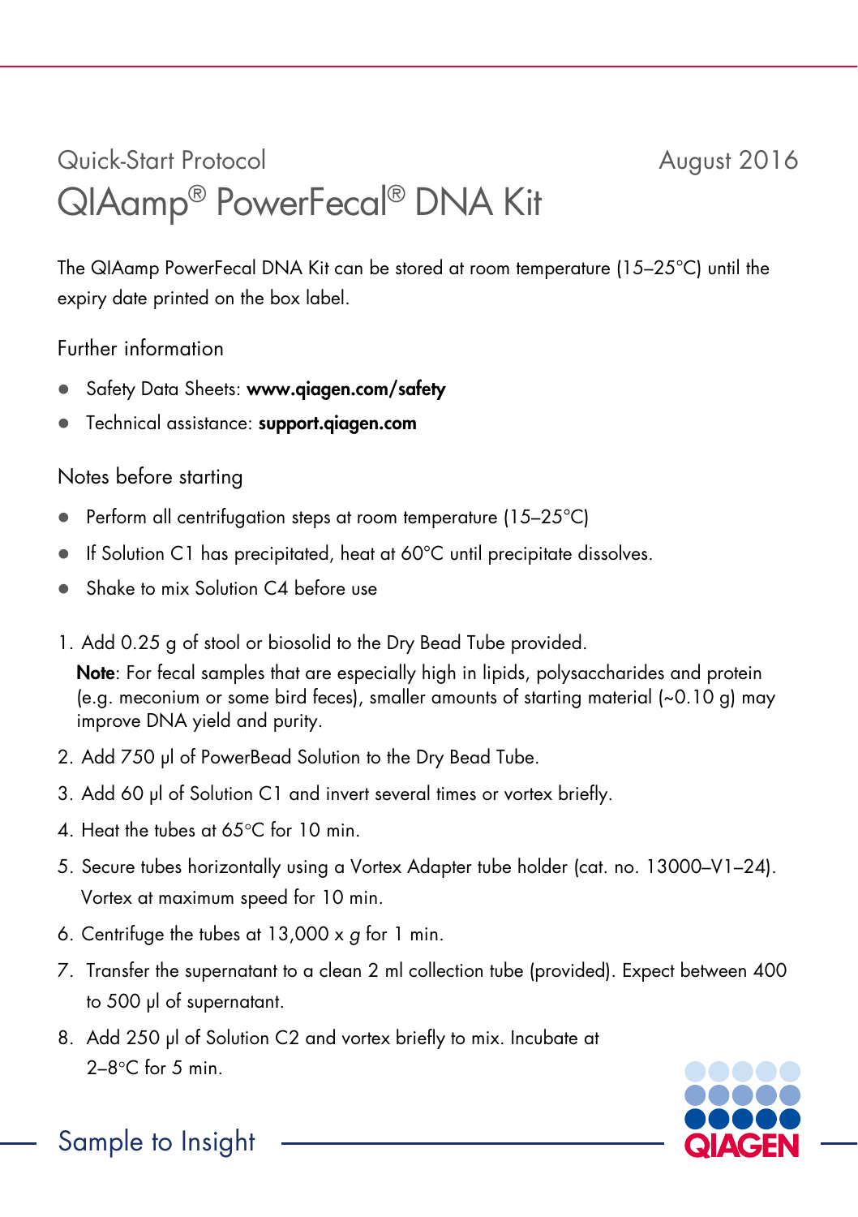Quick-Start Protocol

August 2016

# QIAamp® PowerFecal® DNA Kit

The QIAamp PowerFecal DNA Kit can be stored at room temperature (15–25°C) until the expiry date printed on the box label.

## Further information

- Safety Data Sheets: **www.qiagen.com/safety**
- Technical assistance: **support.qiagen.com**

## Notes before starting

- Perform all centrifugation steps at room temperature (15–25°C)
- If Solution C1 has precipitated, heat at 60°C until precipitate dissolves.
- Shake to mix Solution C4 before use

1. Add 0.25 g of stool or biosolid to the Dry Bead Tube provided.
   **Note**: For fecal samples that are especially high in lipids, polysaccharides and protein (e.g. meconium or some bird feces), smaller amounts of starting material (~0.10 g) may improve DNA yield and purity.
2. Add 750 µl of PowerBead Solution to the Dry Bead Tube.
3. Add 60 µl of Solution C1 and invert several times or vortex briefly.
4. Heat the tubes at 65°C for 10 min.
5. Secure tubes horizontally using a Vortex Adapter tube holder (cat. no. 13000–V1–24). Vortex at maximum speed for 10 min.
6. Centrifuge the tubes at 13,000 x *g* for 1 min.
7. Transfer the supernatant to a clean 2 ml collection tube (provided). Expect between 400 to 500 µl of supernatant.
8. Add 250 µl of Solution C2 and vortex briefly to mix. Incubate at 2–8°C for 5 min.

Sample to Insight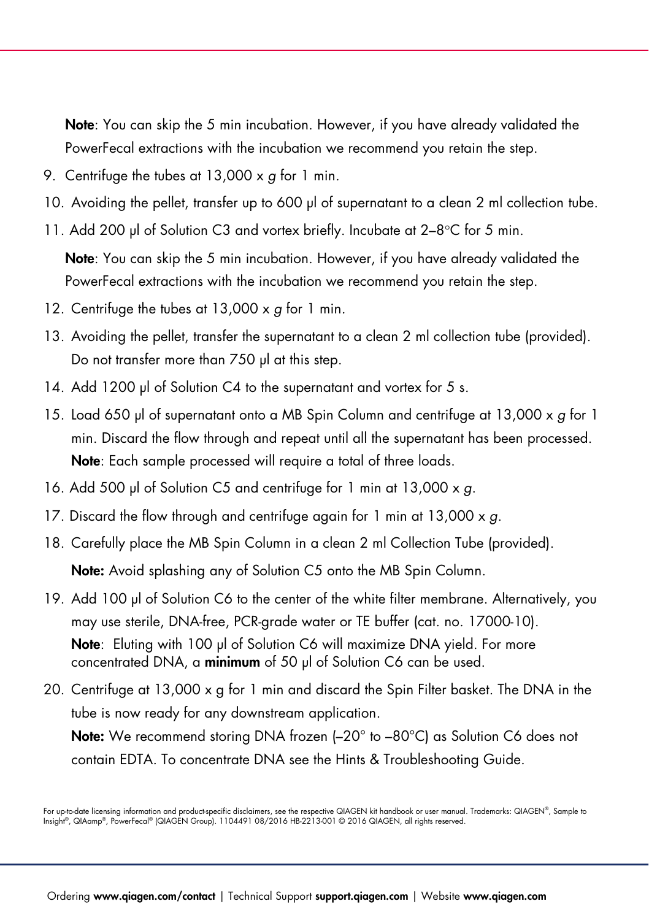**Note**: You can skip the 5 min incubation. However, if you have already validated the PowerFecal extractions with the incubation we recommend you retain the step.

9. Centrifuge the tubes at 13,000 x *g* for 1 min.
10. Avoiding the pellet, transfer up to 600 µl of supernatant to a clean 2 ml collection tube.
11. Add 200 µl of Solution C3 and vortex briefly. Incubate at 2–8°C for 5 min.

    **Note**: You can skip the 5 min incubation. However, if you have already validated the PowerFecal extractions with the incubation we recommend you retain the step.

12. Centrifuge the tubes at 13,000 x *g* for 1 min.
13. Avoiding the pellet, transfer the supernatant to a clean 2 ml collection tube (provided). Do not transfer more than 750 µl at this step.
14. Add 1200 µl of Solution C4 to the supernatant and vortex for 5 s.
15. Load 650 µl of supernatant onto a MB Spin Column and centrifuge at 13,000 x *g* for 1 min. Discard the flow through and repeat until all the supernatant has been processed.
    **Note**: Each sample processed will require a total of three loads.
16. Add 500 µl of Solution C5 and centrifuge for 1 min at 13,000 x *g*.
17. Discard the flow through and centrifuge again for 1 min at 13,000 x *g*.
18. Carefully place the MB Spin Column in a clean 2 ml Collection Tube (provided).

    **Note:** Avoid splashing any of Solution C5 onto the MB Spin Column.

19. Add 100 µl of Solution C6 to the center of the white filter membrane. Alternatively, you may use sterile, DNA-free, PCR-grade water or TE buffer (cat. no. 17000-10).
    **Note**: Eluting with 100 µl of Solution C6 will maximize DNA yield. For more concentrated DNA, a **minimum** of 50 µl of Solution C6 can be used.
20. Centrifuge at 13,000 x g for 1 min and discard the Spin Filter basket. The DNA in the tube is now ready for any downstream application.
    **Note:** We recommend storing DNA frozen (–20° to –80°C) as Solution C6 does not contain EDTA. To concentrate DNA see the Hints & Troubleshooting Guide.

For up-to-date licensing information and product-specific disclaimers, see the respective QIAGEN kit handbook or user manual. Trademarks: QIAGEN®, Sample to Insight®, QIAamp®, PowerFecal® (QIAGEN Group). 1104491 08/2016 HB-2213-001 © 2016 QIAGEN, all rights reserved.

Ordering **www.qiagen.com/contact** | Technical Support **support.qiagen.com** | Website **www.qiagen.com**